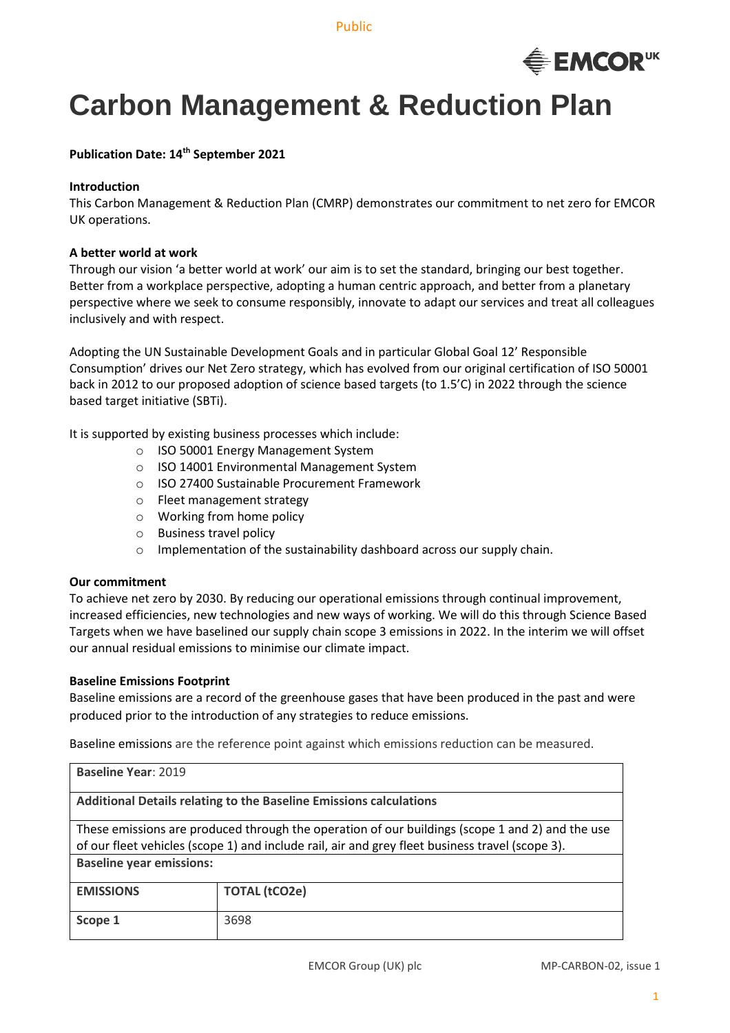# Carbon Management & Reduction Plan

**Publication Date: 14th September 2021**

**Introduction**

This Carbon Management & Reduction Plan (CMRP) demonstrates our commitment to net zero for EMCOR UK operations.

**A better world at work**

Through our vision 'a better world at work' our aim is to set the standard, bringing our best together. Better from a workplace perspective, adopting a human centric approach, and better from a planetary perspective where we seek to consume responsibly, innovate to adapt our services and treat all colleagues inclusively and with respect.

Adopting the UN Sustainable Development Goals and in particular Global Goal 12' Responsible Consumption' drives our Net Zero strategy, which has evolved from our original certification of ISO 50001 back in 2012 to our proposed adoption of science based targets (to 1.5'C) in 2022 through the science based target initiative (SBTi).

It is supported by existing business processes which include:

- ISO 50001 Energy Management System
- ISO 14001 Environmental Management System
- ISO 27400 Sustainable Procurement Framework
- Fleet management strategy
- Working from home policy
- Business travel policy
- Implementation of the sustainability dashboard across our supply chain.

**Our commitment**

To achieve net zero by 2030. By reducing our operational emissions through continual improvement, increased efficiencies, new technologies and new ways of working. We will do this through Science Based Targets when we have baselined our supply chain scope 3 emissions in 2022. In the interim we will offset our annual residual emissions to minimise our climate impact.

**Baseline Emissions Footprint**

Baseline emissions are a record of the greenhouse gases that have been produced in the past and were produced prior to the introduction of any strategies to reduce emissions.

Baseline emissions are the reference point against which emissions reduction can be measured.

| **Baseline Year**: 2019 | |
|---|---|
| **Additional Details relating to the Baseline Emissions calculations** | |
| These emissions are produced through the operation of our buildings (scope 1 and 2) and the use of our fleet vehicles (scope 1) and include rail, air and grey fleet business travel (scope 3). | |
| **Baseline year emissions:** | |
| **EMISSIONS** | **TOTAL (tCO2e)** |
| **Scope 1** | 3698 |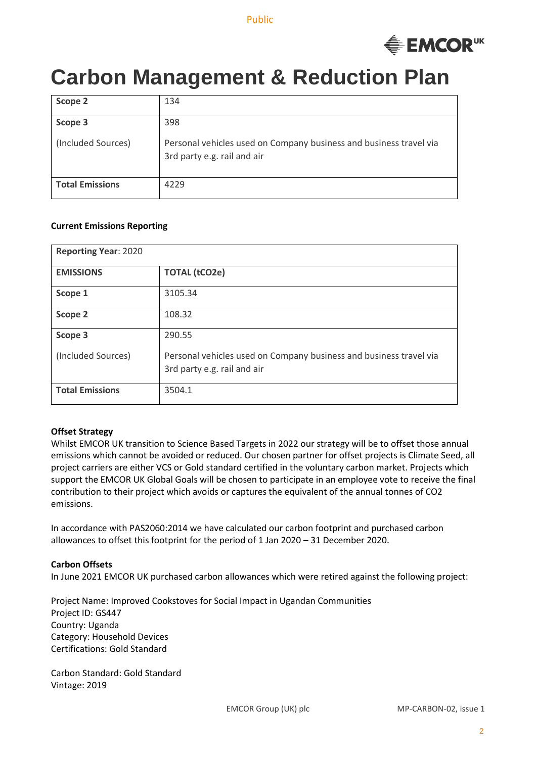# Carbon Management & Reduction Plan

| | |
|---|---|
| **Scope 2** | 134 |
| **Scope 3**<br><br>(Included Sources) | 398<br><br>Personal vehicles used on Company business and business travel via 3rd party e.g. rail and air |
| **Total Emissions** | 4229 |

**Current Emissions Reporting**

| **Reporting Year**: 2020 | |
|---|---|
| **EMISSIONS** | **TOTAL (tCO2e)** |
| **Scope 1** | 3105.34 |
| **Scope 2** | 108.32 |
| **Scope 3**<br><br>(Included Sources) | 290.55<br><br>Personal vehicles used on Company business and business travel via 3rd party e.g. rail and air |
| **Total Emissions** | 3504.1 |

**Offset Strategy**

Whilst EMCOR UK transition to Science Based Targets in 2022 our strategy will be to offset those annual emissions which cannot be avoided or reduced. Our chosen partner for offset projects is Climate Seed, all project carriers are either VCS or Gold standard certified in the voluntary carbon market. Projects which support the EMCOR UK Global Goals will be chosen to participate in an employee vote to receive the final contribution to their project which avoids or captures the equivalent of the annual tonnes of CO2 emissions.

In accordance with PAS2060:2014 we have calculated our carbon footprint and purchased carbon allowances to offset this footprint for the period of 1 Jan 2020 – 31 December 2020.

**Carbon Offsets**

In June 2021 EMCOR UK purchased carbon allowances which were retired against the following project:

Project Name: Improved Cookstoves for Social Impact in Ugandan Communities
Project ID: GS447
Country: Uganda
Category: Household Devices
Certifications: Gold Standard

Carbon Standard: Gold Standard
Vintage: 2019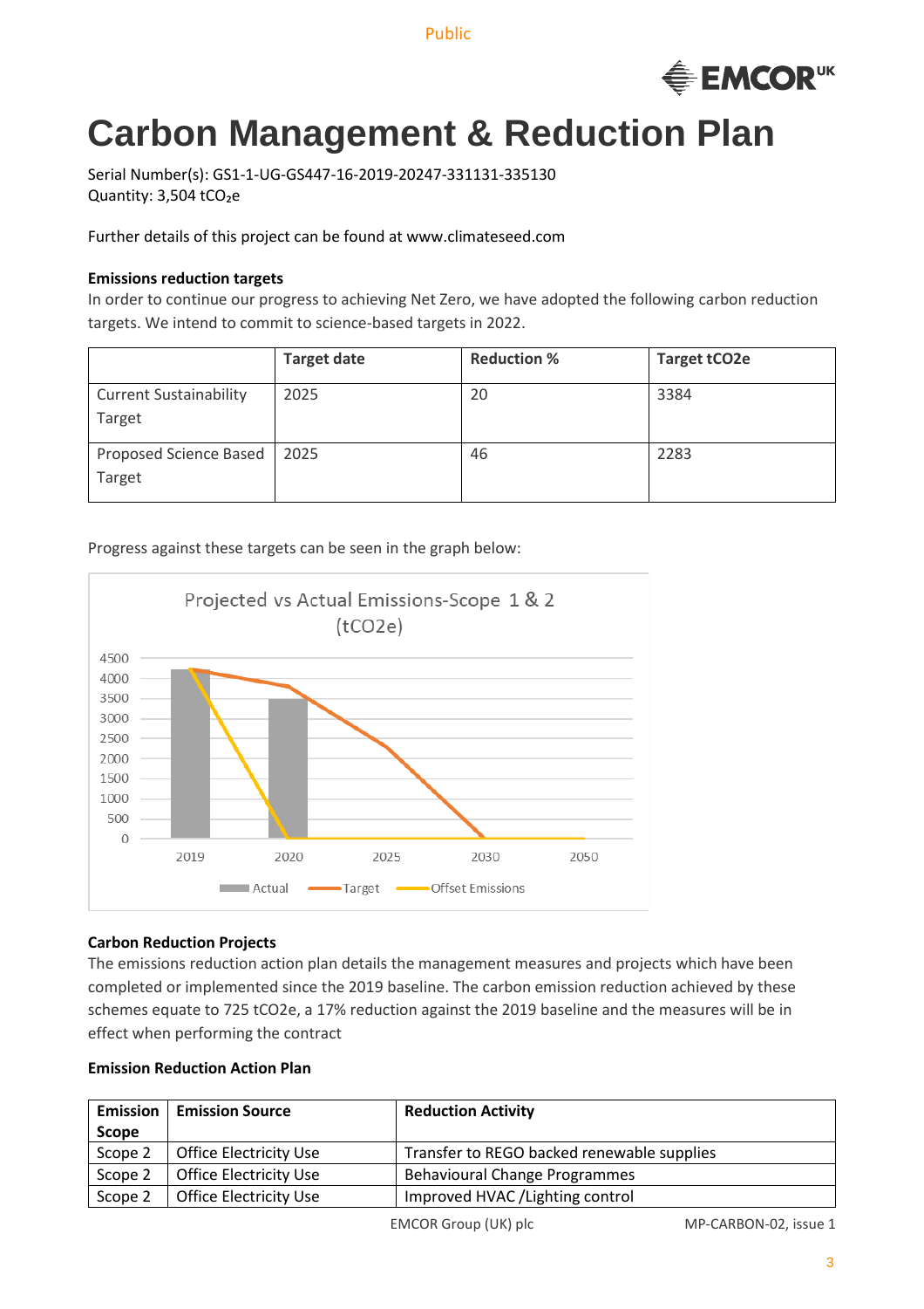Public

# Carbon Management & Reduction Plan

Serial Number(s): GS1-1-UG-GS447-16-2019-20247-331131-335130
Quantity: 3,504 $tCO_2e$

Further details of this project can be found at www.climateseed.com

### Emissions reduction targets

In order to continue our progress to achieving Net Zero, we have adopted the following carbon reduction targets. We intend to commit to science-based targets in 2022.

| | Target date | Reduction % | Target tCO2e |
|---|---|---|---|
| Current Sustainability Target | 2025 | 20 | 3384 |
| Proposed Science Based Target | 2025 | 46 | 2283 |

Progress against these targets can be seen in the graph below:

Projected vs Actual Emissions-Scope 1 & 2 (tCO2e)

### Carbon Reduction Projects

The emissions reduction action plan details the management measures and projects which have been completed or implemented since the 2019 baseline. The carbon emission reduction achieved by these schemes equate to 725 tCO2e, a 17% reduction against the 2019 baseline and the measures will be in effect when performing the contract

### Emission Reduction Action Plan

| Emission Scope | Emission Source | Reduction Activity |
|---|---|---|
| Scope 2 | Office Electricity Use | Transfer to REGO backed renewable supplies |
| Scope 2 | Office Electricity Use | Behavioural Change Programmes |
| Scope 2 | Office Electricity Use | Improved HVAC /Lighting control |

EMCOR Group (UK) plc MP-CARBON-02, issue 1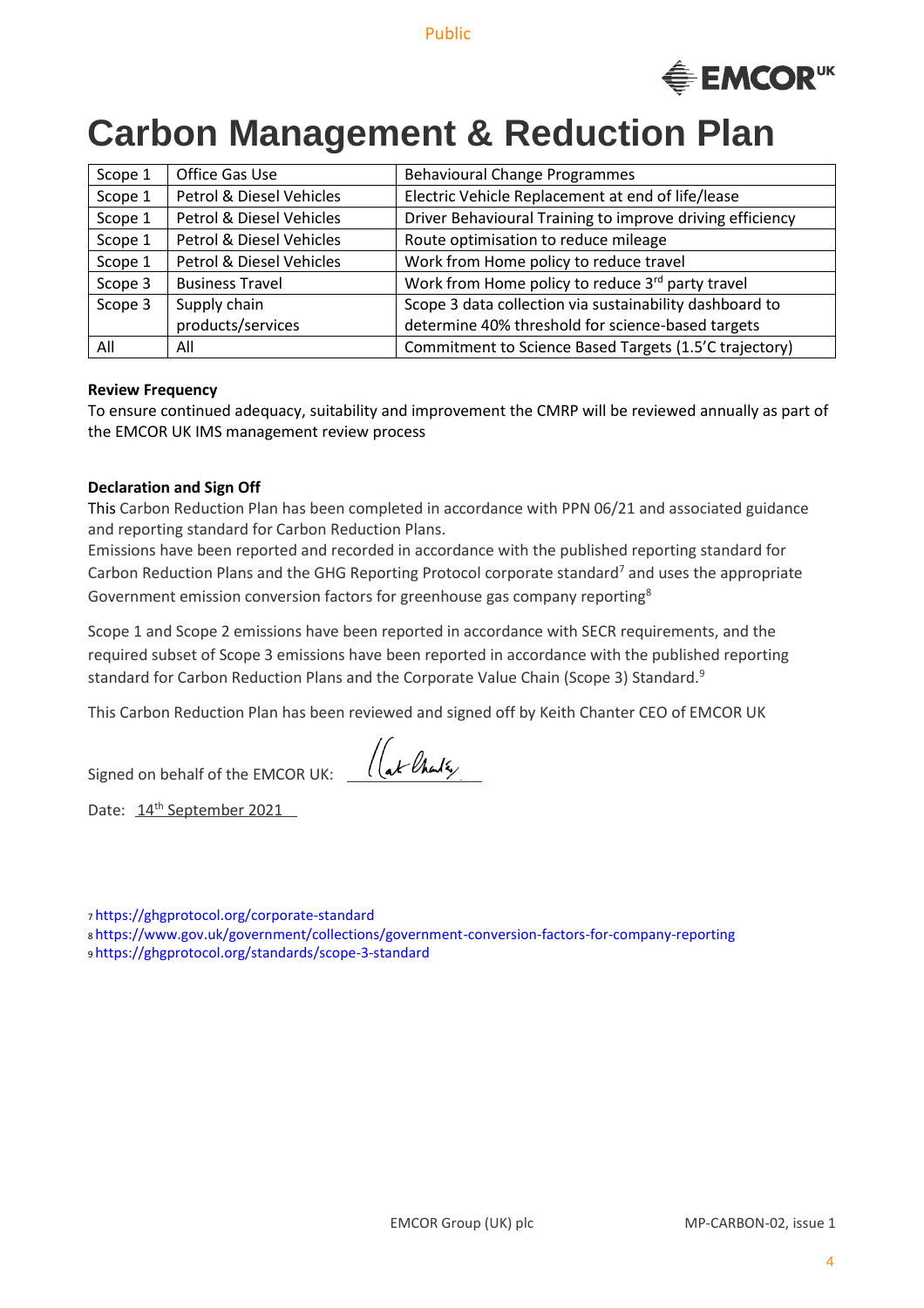# Carbon Management & Reduction Plan

| | | |
|---|---|---|
| Scope 1 | Office Gas Use | Behavioural Change Programmes |
| Scope 1 | Petrol & Diesel Vehicles | Electric Vehicle Replacement at end of life/lease |
| Scope 1 | Petrol & Diesel Vehicles | Driver Behavioural Training to improve driving efficiency |
| Scope 1 | Petrol & Diesel Vehicles | Route optimisation to reduce mileage |
| Scope 1 | Petrol & Diesel Vehicles | Work from Home policy to reduce travel |
| Scope 3 | Business Travel | Work from Home policy to reduce 3rd party travel |
| Scope 3 | Supply chain products/services | Scope 3 data collection via sustainability dashboard to determine 40% threshold for science-based targets |
| All | All | Commitment to Science Based Targets (1.5'C trajectory) |

**Review Frequency**

To ensure continued adequacy, suitability and improvement the CMRP will be reviewed annually as part of the EMCOR UK IMS management review process

**Declaration and Sign Off**

This Carbon Reduction Plan has been completed in accordance with PPN 06/21 and associated guidance and reporting standard for Carbon Reduction Plans.

Emissions have been reported and recorded in accordance with the published reporting standard for Carbon Reduction Plans and the GHG Reporting Protocol corporate standard[7] and uses the appropriate Government emission conversion factors for greenhouse gas company reporting[8]

Scope 1 and Scope 2 emissions have been reported in accordance with SECR requirements, and the required subset of Scope 3 emissions have been reported in accordance with the published reporting standard for Carbon Reduction Plans and the Corporate Value Chain (Scope 3) Standard.[9]

This Carbon Reduction Plan has been reviewed and signed off by Keith Chanter CEO of EMCOR UK

Signed on behalf of the EMCOR UK: Keith Chanter

Date: 14th September 2021

[7] https://ghgprotocol.org/corporate-standard
[8] https://www.gov.uk/government/collections/government-conversion-factors-for-company-reporting
[9] https://ghgprotocol.org/standards/scope-3-standard

EMCOR Group (UK) plc MP-CARBON-02, issue 1